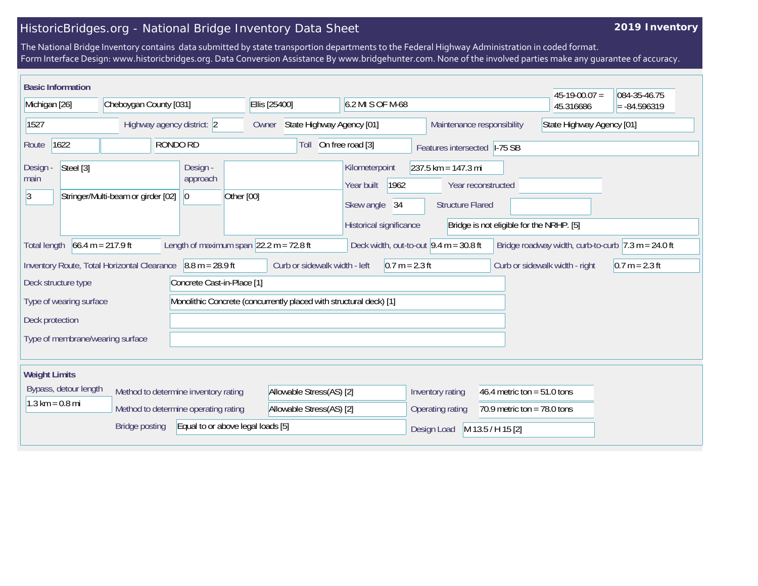# HistoricBridges.org - National Bridge Inventory Data Sheet

**2019 Inventory**

The National Bridge Inventory contains data submitted by state transportion departments to the Federal Highway Administration in coded format.
Form Interface Design: www.historicbridges.org. Data Conversion Assistance By www.bridgehunter.com. None of the involved parties make any guarantee of accuracy.

## Basic Information

| | |
|---|---|
| State | Michigan [26] |
| County | Cheboygan County [031] |
| Place | Ellis [25400] |
| Location | 6.2 MI S OF M-68 |
| Latitude | 45-19-00.07 = 45.316686 |
| Longitude | 084-35-46.75 = -84.596319 |
| Structure number | 1527 |
| Highway agency district | 2 |
| Owner | State Highway Agency [01] |
| Maintenance responsibility | State Highway Agency [01] |
| Route | 1622 |
| Facility carried | RONDO RD |
| Toll | On free road [3] |
| Features intersected | I-75 SB |
| Design - main | Steel [3] |
| | 3 — Stringer/Multi-beam or girder [02] |
| Design - approach | |
| | 0 — Other [00] |
| Kilometerpoint | 237.5 km = 147.3 mi |
| Year built | 1962 |
| Year reconstructed | |
| Skew angle | 34 |
| Structure Flared | |
| Historical significance | Bridge is not eligible for the NRHP. [5] |
| Total length | 66.4 m = 217.9 ft |
| Length of maximum span | 22.2 m = 72.8 ft |
| Deck width, out-to-out | 9.4 m = 30.8 ft |
| Bridge roadway width, curb-to-curb | 7.3 m = 24.0 ft |
| Inventory Route, Total Horizontal Clearance | 8.8 m = 28.9 ft |
| Curb or sidewalk width - left | 0.7 m = 2.3 ft |
| Curb or sidewalk width - right | 0.7 m = 2.3 ft |
| Deck structure type | Concrete Cast-in-Place [1] |
| Type of wearing surface | Monolithic Concrete (concurrently placed with structural deck) [1] |
| Deck protection | |
| Type of membrane/wearing surface | |

## Weight Limits

| | |
|---|---|
| Bypass, detour length | 1.3 km = 0.8 mi |
| Method to determine inventory rating | Allowable Stress(AS) [2] |
| Method to determine operating rating | Allowable Stress(AS) [2] |
| Bridge posting | Equal to or above legal loads [5] |
| Inventory rating | 46.4 metric ton = 51.0 tons |
| Operating rating | 70.9 metric ton = 78.0 tons |
| Design Load | M 13.5 / H 15 [2] |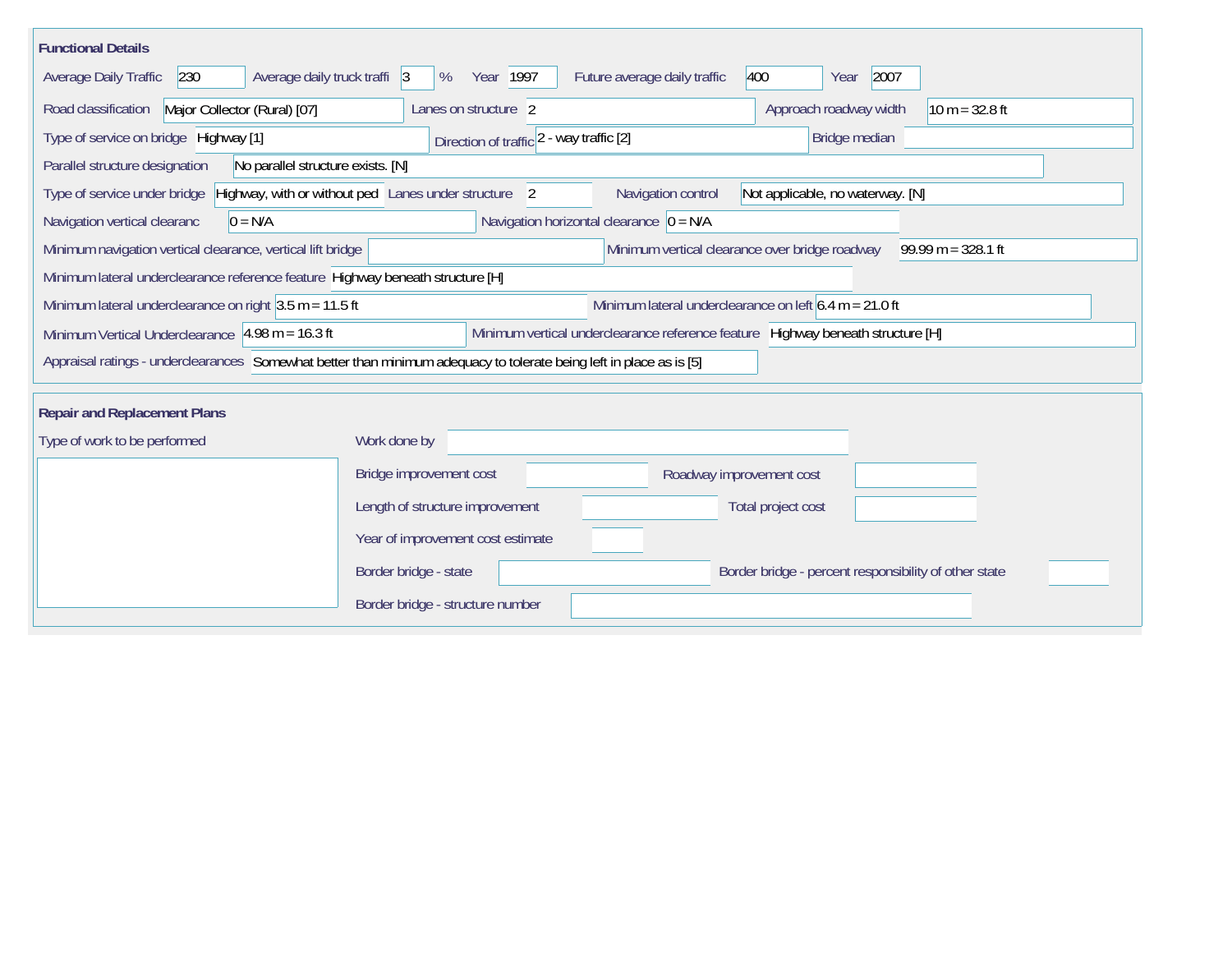## Functional Details

| Field | Value |
|---|---|
| Average Daily Traffic | 230 |
| Average daily truck traffi | 3 % |
| Year | 1997 |
| Future average daily traffic | 400 |
| Year | 2007 |
| Road classification | Major Collector (Rural) [07] |
| Lanes on structure | 2 |
| Approach roadway width | 10 m = 32.8 ft |
| Type of service on bridge | Highway [1] |
| Direction of traffic | 2 - way traffic [2] |
| Bridge median | |
| Parallel structure designation | No parallel structure exists. [N] |
| Type of service under bridge | Highway, with or without ped |
| Lanes under structure | 2 |
| Navigation control | Not applicable, no waterway. [N] |
| Navigation vertical clearanc | 0 = N/A |
| Navigation horizontal clearance | 0 = N/A |
| Minimum navigation vertical clearance, vertical lift bridge | |
| Minimum vertical clearance over bridge roadway | 99.99 m = 328.1 ft |
| Minimum lateral underclearance reference feature | Highway beneath structure [H] |
| Minimum lateral underclearance on right | 3.5 m = 11.5 ft |
| Minimum lateral underclearance on left | 6.4 m = 21.0 ft |
| Minimum Vertical Underclearance | 4.98 m = 16.3 ft |
| Minimum vertical underclearance reference feature | Highway beneath structure [H] |
| Appraisal ratings - underclearances | Somewhat better than minimum adequacy to tolerate being left in place as is [5] |

## Repair and Replacement Plans

| Field | Value |
|---|---|
| Type of work to be performed | |
| Work done by | |
| Bridge improvement cost | |
| Roadway improvement cost | |
| Length of structure improvement | |
| Total project cost | |
| Year of improvement cost estimate | |
| Border bridge - state | |
| Border bridge - percent responsibility of other state | |
| Border bridge - structure number | |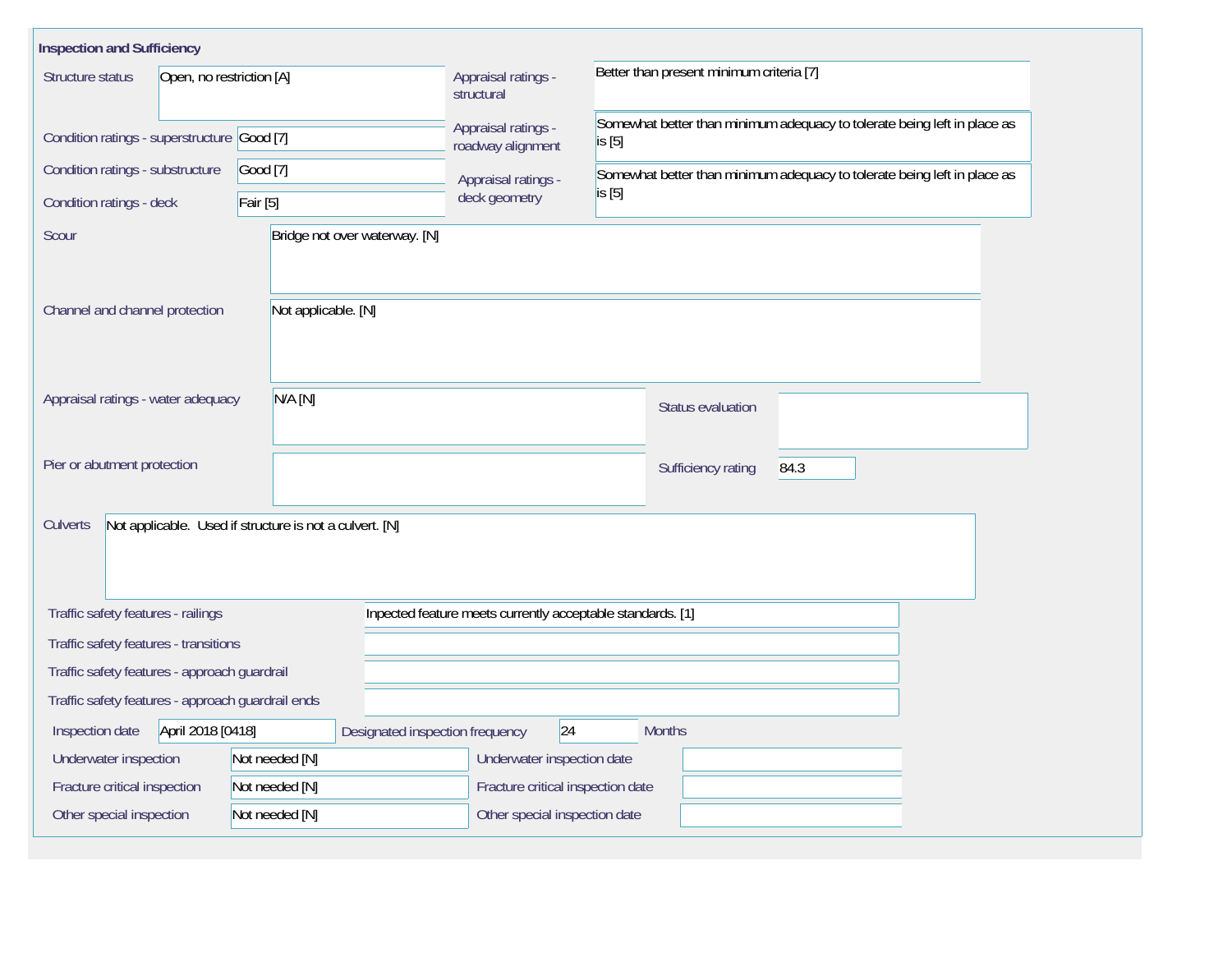## Inspection and Sufficiency

| Field | Value |
|---|---|
| Structure status | Open, no restriction [A] |
| Condition ratings - superstructure | Good [7] |
| Condition ratings - substructure | Good [7] |
| Condition ratings - deck | Fair [5] |
| Appraisal ratings - structural | Better than present minimum criteria [7] |
| Appraisal ratings - roadway alignment | Somewhat better than minimum adequacy to tolerate being left in place as is [5] |
| Appraisal ratings - deck geometry | Somewhat better than minimum adequacy to tolerate being left in place as is [5] |
| Scour | Bridge not over waterway. [N] |
| Channel and channel protection | Not applicable. [N] |
| Appraisal ratings - water adequacy | N/A [N] |
| Pier or abutment protection | |
| Status evaluation | |
| Sufficiency rating | 84.3 |
| Culverts | Not applicable. Used if structure is not a culvert. [N] |
| Traffic safety features - railings | Inpected feature meets currently acceptable standards. [1] |
| Traffic safety features - transitions | |
| Traffic safety features - approach guardrail | |
| Traffic safety features - approach guardrail ends | |
| Inspection date | April 2018 [0418] |
| Designated inspection frequency | 24 Months |
| Underwater inspection | Not needed [N] |
| Underwater inspection date | |
| Fracture critical inspection | Not needed [N] |
| Fracture critical inspection date | |
| Other special inspection | Not needed [N] |
| Other special inspection date | |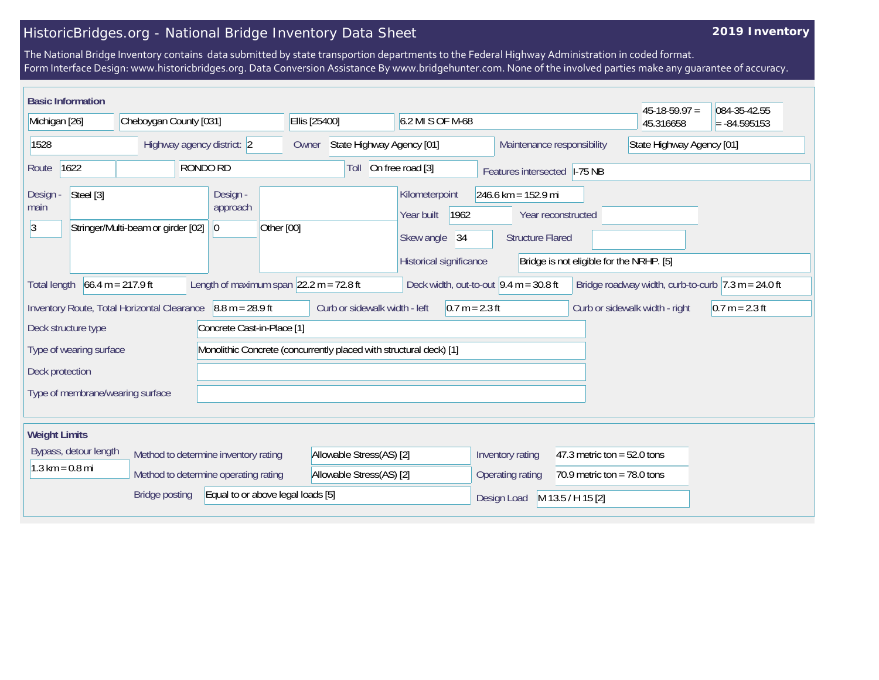# HistoricBridges.org - National Bridge Inventory Data Sheet

**2019 Inventory**

The National Bridge Inventory contains data submitted by state transportion departments to the Federal Highway Administration in coded format.
Form Interface Design: www.historicbridges.org. Data Conversion Assistance By www.bridgehunter.com. None of the involved parties make any guarantee of accuracy.

## Basic Information

| | |
|---|---|
| State | Michigan [26] |
| County | Cheboygan County [031] |
| Place | Ellis [25400] |
| Location | 6.2 MI S OF M-68 |
| Latitude | 45-18-59.97 = 45.316658 |
| Longitude | 084-35-42.55 = -84.595153 |
| Structure number | 1528 |
| Highway agency district | 2 |
| Owner | State Highway Agency [01] |
| Maintenance responsibility | State Highway Agency [01] |
| Route | 1622 |
| Facility carried | RONDO RD |
| Toll | On free road [3] |
| Features intersected | I-75 NB |
| Design - main | Steel [3] |
| | 3 — Stringer/Multi-beam or girder [02] |
| Design - approach | |
| | 0 — Other [00] |
| Kilometerpoint | 246.6 km = 152.9 mi |
| Year built | 1962 |
| Year reconstructed | |
| Skew angle | 34 |
| Structure Flared | |
| Historical significance | Bridge is not eligible for the NRHP. [5] |
| Total length | 66.4 m = 217.9 ft |
| Length of maximum span | 22.2 m = 72.8 ft |
| Deck width, out-to-out | 9.4 m = 30.8 ft |
| Bridge roadway width, curb-to-curb | 7.3 m = 24.0 ft |
| Inventory Route, Total Horizontal Clearance | 8.8 m = 28.9 ft |
| Curb or sidewalk width - left | 0.7 m = 2.3 ft |
| Curb or sidewalk width - right | 0.7 m = 2.3 ft |
| Deck structure type | Concrete Cast-in-Place [1] |
| Type of wearing surface | Monolithic Concrete (concurrently placed with structural deck) [1] |
| Deck protection | |
| Type of membrane/wearing surface | |

## Weight Limits

| | |
|---|---|
| Bypass, detour length | 1.3 km = 0.8 mi |
| Method to determine inventory rating | Allowable Stress(AS) [2] |
| Method to determine operating rating | Allowable Stress(AS) [2] |
| Bridge posting | Equal to or above legal loads [5] |
| Inventory rating | 47.3 metric ton = 52.0 tons |
| Operating rating | 70.9 metric ton = 78.0 tons |
| Design Load | M 13.5 / H 15 [2] |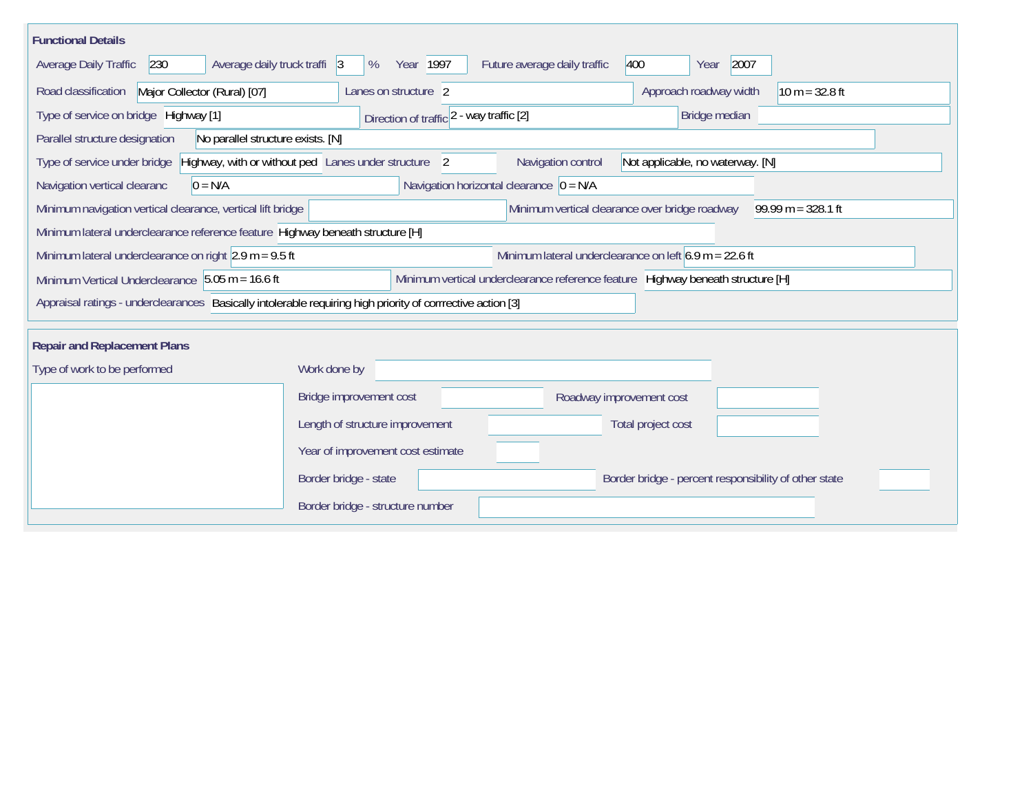## Functional Details

Average Daily Traffic: 230
Average daily truck traffi: 3 %
Year: 1997
Future average daily traffic: 400
Year: 2007

Road classification: Major Collector (Rural) [07]
Lanes on structure: 2
Approach roadway width: 10 m = 32.8 ft

Type of service on bridge: Highway [1]
Direction of traffic: 2 - way traffic [2]
Bridge median:

Parallel structure designation: No parallel structure exists. [N]

Type of service under bridge: Highway, with or without ped
Lanes under structure: 2
Navigation control: Not applicable, no waterway. [N]

Navigation vertical clearanc: 0 = N/A
Navigation horizontal clearance: 0 = N/A

Minimum navigation vertical clearance, vertical lift bridge:
Minimum vertical clearance over bridge roadway: 99.99 m = 328.1 ft

Minimum lateral underclearance reference feature: Highway beneath structure [H]

Minimum lateral underclearance on right: 2.9 m = 9.5 ft
Minimum lateral underclearance on left: 6.9 m = 22.6 ft

Minimum Vertical Underclearance: 5.05 m = 16.6 ft
Minimum vertical underclearance reference feature: Highway beneath structure [H]

Appraisal ratings - underclearances: Basically intolerable requiring high priority of corrrective action [3]

## Repair and Replacement Plans

Type of work to be performed:

Work done by:

Bridge improvement cost:
Roadway improvement cost:

Length of structure improvement:
Total project cost:

Year of improvement cost estimate:

Border bridge - state:
Border bridge - percent responsibility of other state:

Border bridge - structure number: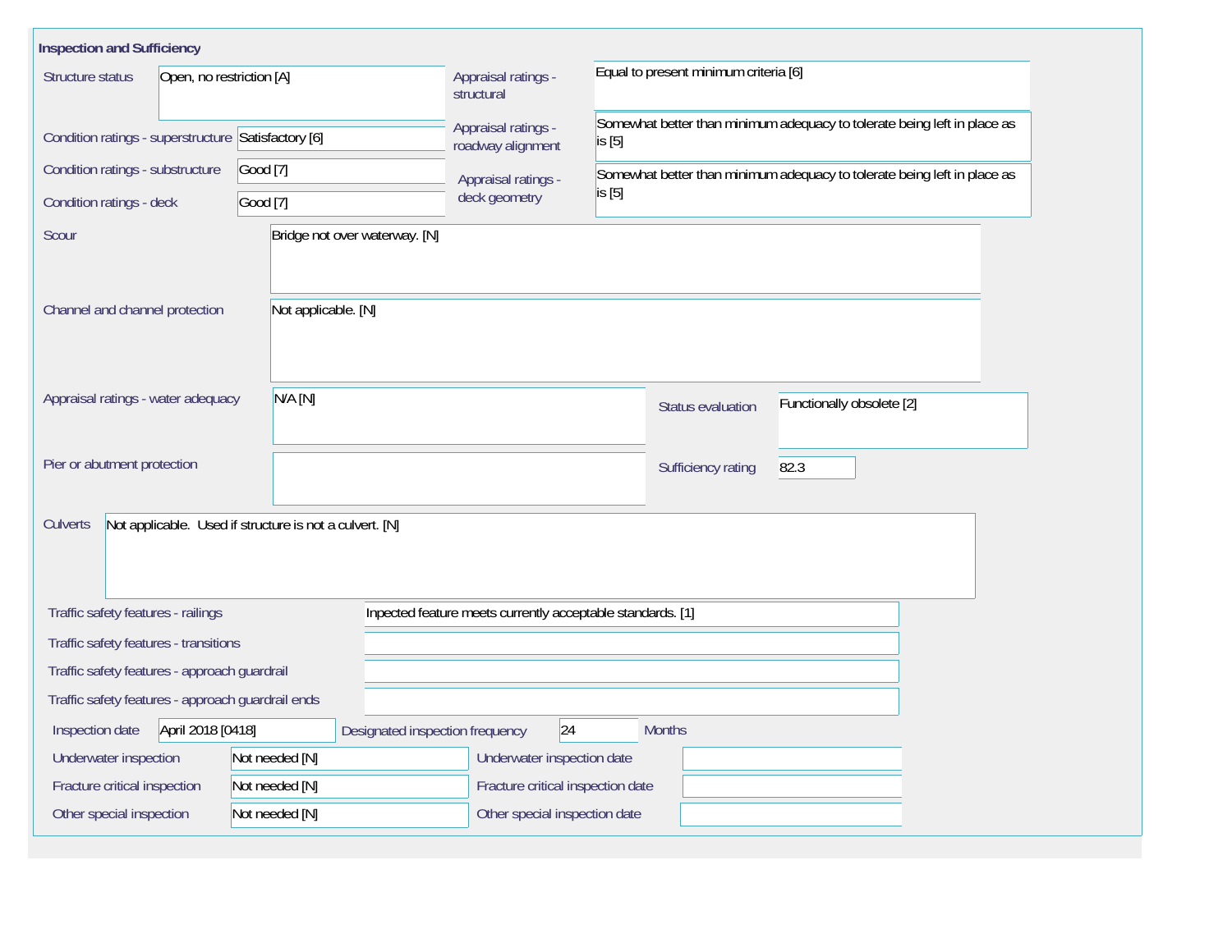## Inspection and Sufficiency

| | |
|---|---|
| Structure status | Open, no restriction [A] |
| Appraisal ratings - structural | Equal to present minimum criteria [6] |
| Condition ratings - superstructure | Satisfactory [6] |
| Appraisal ratings - roadway alignment | Somewhat better than minimum adequacy to tolerate being left in place as is [5] |
| Condition ratings - substructure | Good [7] |
| Condition ratings - deck | Good [7] |
| Appraisal ratings - deck geometry | Somewhat better than minimum adequacy to tolerate being left in place as is [5] |
| Scour | Bridge not over waterway. [N] |
| Channel and channel protection | Not applicable. [N] |
| Appraisal ratings - water adequacy | N/A [N] |
| Status evaluation | Functionally obsolete [2] |
| Pier or abutment protection | |
| Sufficiency rating | 82.3 |
| Culverts | Not applicable. Used if structure is not a culvert. [N] |
| Traffic safety features - railings | Inpected feature meets currently acceptable standards. [1] |
| Traffic safety features - transitions | |
| Traffic safety features - approach guardrail | |
| Traffic safety features - approach guardrail ends | |
| Inspection date | April 2018 [0418] |
| Designated inspection frequency | 24 Months |
| Underwater inspection | Not needed [N] |
| Underwater inspection date | |
| Fracture critical inspection | Not needed [N] |
| Fracture critical inspection date | |
| Other special inspection | Not needed [N] |
| Other special inspection date | |